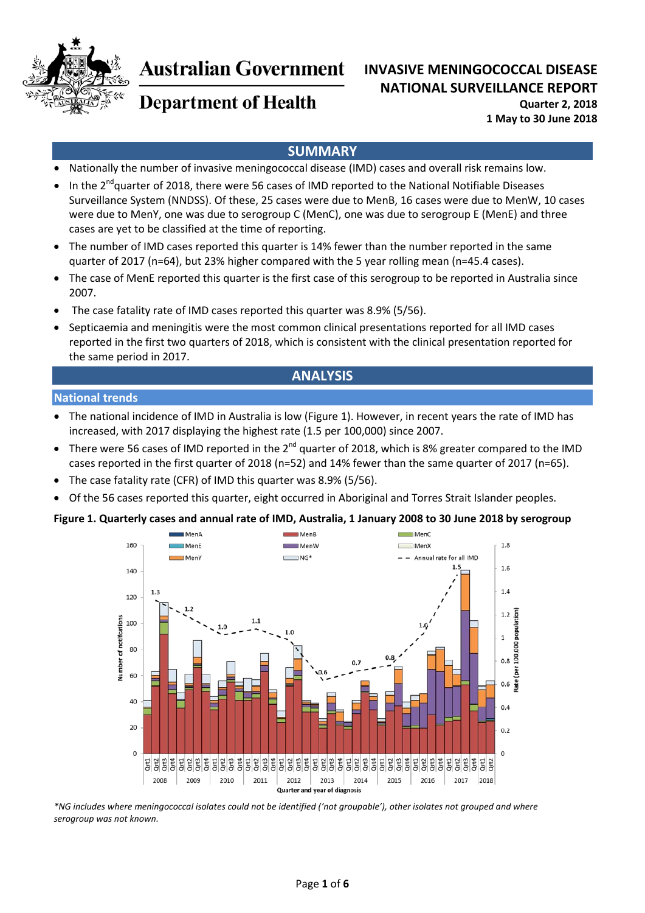Australian Government

Department of Health

# INVASIVE MENINGOCOCCAL DISEASE NATIONAL SURVEILLANCE REPORT

**Quarter 2, 2018**

**1 May to 30 June 2018**

## SUMMARY

- Nationally the number of invasive meningococcal disease (IMD) cases and overall risk remains low.
- In the 2nd quarter of 2018, there were 56 cases of IMD reported to the National Notifiable Diseases Surveillance System (NNDSS). Of these, 25 cases were due to MenB, 16 cases were due to MenW, 10 cases were due to MenY, one was due to serogroup C (MenC), one was due to serogroup E (MenE) and three cases are yet to be classified at the time of reporting.
- The number of IMD cases reported this quarter is 14% fewer than the number reported in the same quarter of 2017 (n=64), but 23% higher compared with the 5 year rolling mean (n=45.4 cases).
- The case of MenE reported this quarter is the first case of this serogroup to be reported in Australia since 2007.
- The case fatality rate of IMD cases reported this quarter was 8.9% (5/56).
- Septicaemia and meningitis were the most common clinical presentations reported for all IMD cases reported in the first two quarters of 2018, which is consistent with the clinical presentation reported for the same period in 2017.

## ANALYSIS

### National trends

- The national incidence of IMD in Australia is low (Figure 1). However, in recent years the rate of IMD has increased, with 2017 displaying the highest rate (1.5 per 100,000) since 2007.
- There were 56 cases of IMD reported in the 2nd quarter of 2018, which is 8% greater compared to the IMD cases reported in the first quarter of 2018 (n=52) and 14% fewer than the same quarter of 2017 (n=65).
- The case fatality rate (CFR) of IMD this quarter was 8.9% (5/56).
- Of the 56 cases reported this quarter, eight occurred in Aboriginal and Torres Strait Islander peoples.

**Figure 1. Quarterly cases and annual rate of IMD, Australia, 1 January 2008 to 30 June 2018 by serogroup**

*NG includes where meningococcal isolates could not be identified ('not groupable'), other isolates not grouped and where serogroup was not known.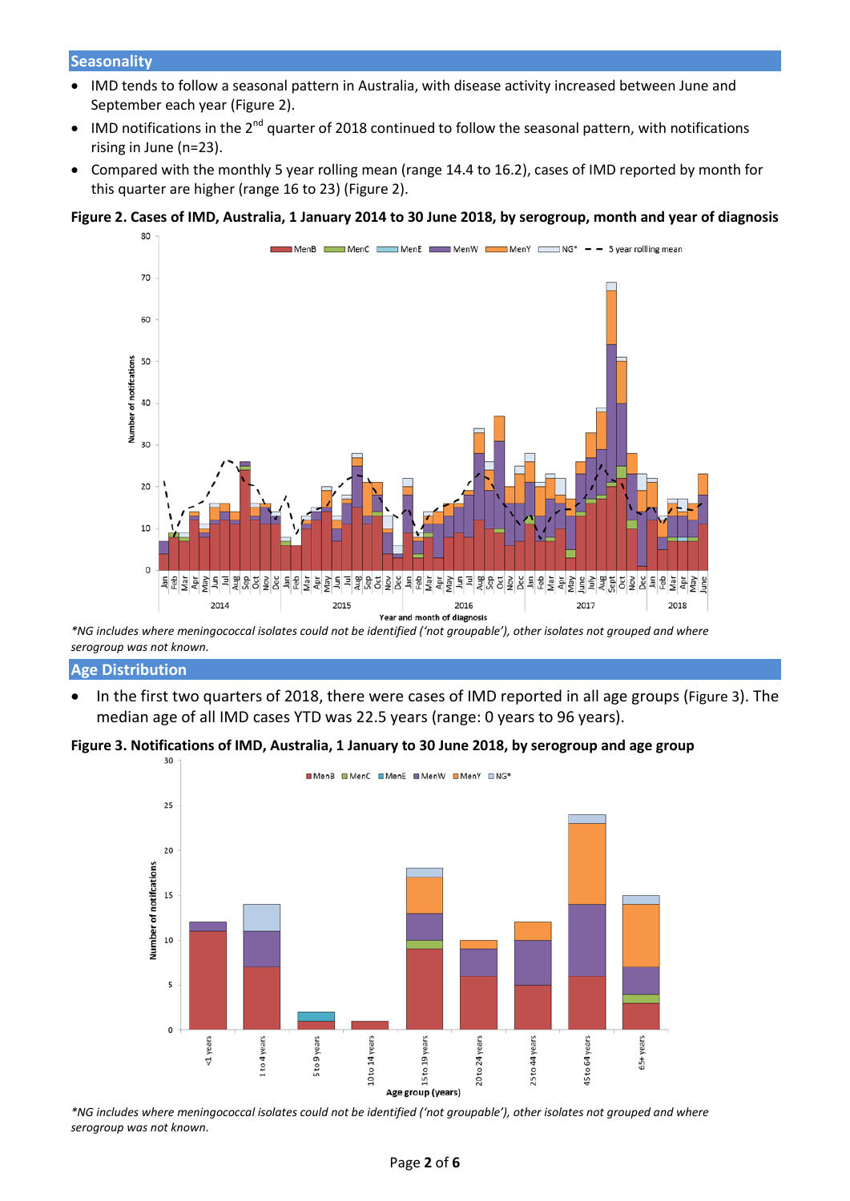## Seasonality

- IMD tends to follow a seasonal pattern in Australia, with disease activity increased between June and September each year (Figure 2).
- IMD notifications in the 2nd quarter of 2018 continued to follow the seasonal pattern, with notifications rising in June (n=23).
- Compared with the monthly 5 year rolling mean (range 14.4 to 16.2), cases of IMD reported by month for this quarter are higher (range 16 to 23) (Figure 2).

**Figure 2. Cases of IMD, Australia, 1 January 2014 to 30 June 2018, by serogroup, month and year of diagnosis**

*NG includes where meningococcal isolates could not be identified ('not groupable'), other isolates not grouped and where serogroup was not known.*

## Age Distribution

- In the first two quarters of 2018, there were cases of IMD reported in all age groups (Figure 3). The median age of all IMD cases YTD was 22.5 years (range: 0 years to 96 years).

**Figure 3. Notifications of IMD, Australia, 1 January to 30 June 2018, by serogroup and age group**

*NG includes where meningococcal isolates could not be identified ('not groupable'), other isolates not grouped and where serogroup was not known.*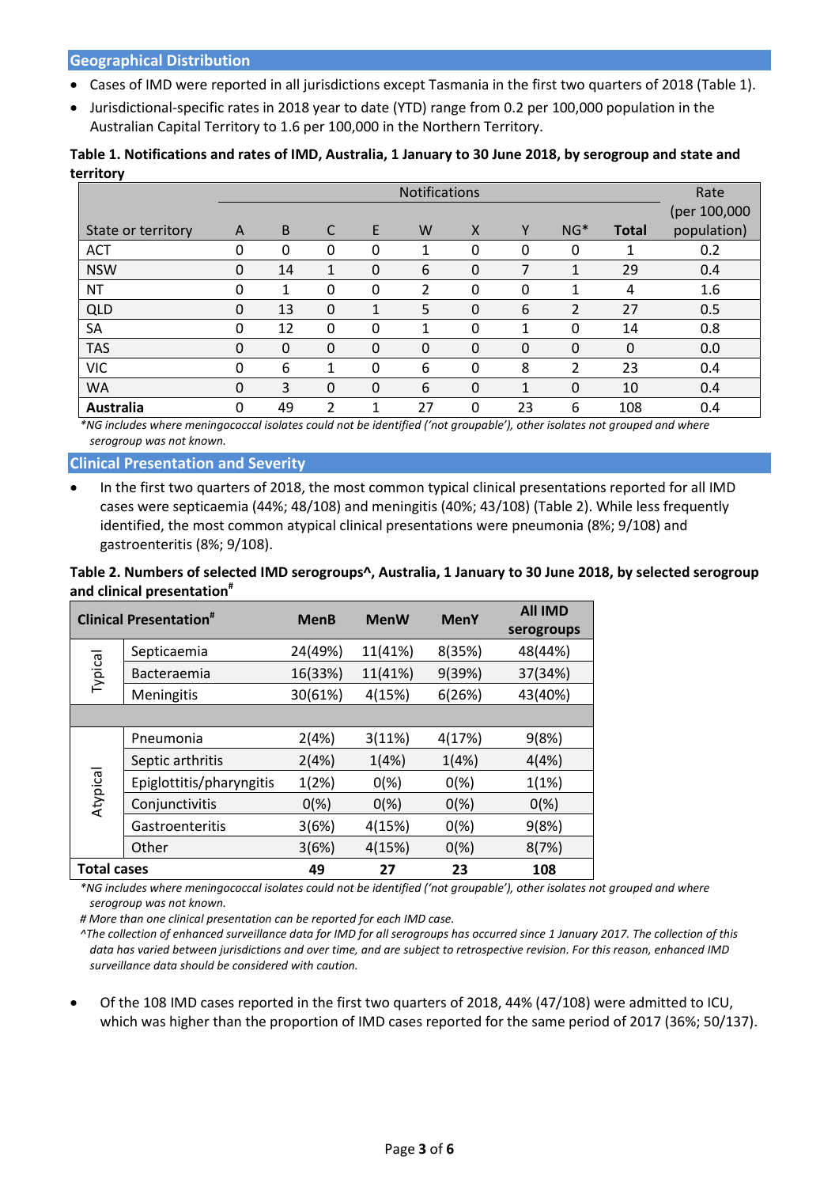## Geographical Distribution

- Cases of IMD were reported in all jurisdictions except Tasmania in the first two quarters of 2018 (Table 1).
- Jurisdictional-specific rates in 2018 year to date (YTD) range from 0.2 per 100,000 population in the Australian Capital Territory to 1.6 per 100,000 in the Northern Territory.

**Table 1. Notifications and rates of IMD, Australia, 1 January to 30 June 2018, by serogroup and state and territory**

| State or territory | Notifications | | | | | | | | | Rate (per 100,000 population) |
|---|---|---|---|---|---|---|---|---|---|---|
| | A | B | C | E | W | X | Y | NG* | **Total** | |
| ACT | 0 | 0 | 0 | 0 | 1 | 0 | 0 | 0 | 1 | 0.2 |
| NSW | 0 | 14 | 1 | 0 | 6 | 0 | 7 | 1 | 29 | 0.4 |
| NT | 0 | 1 | 0 | 0 | 2 | 0 | 0 | 1 | 4 | 1.6 |
| QLD | 0 | 13 | 0 | 1 | 5 | 0 | 6 | 2 | 27 | 0.5 |
| SA | 0 | 12 | 0 | 0 | 1 | 0 | 1 | 0 | 14 | 0.8 |
| TAS | 0 | 0 | 0 | 0 | 0 | 0 | 0 | 0 | 0 | 0.0 |
| VIC | 0 | 6 | 1 | 0 | 6 | 0 | 8 | 2 | 23 | 0.4 |
| WA | 0 | 3 | 0 | 0 | 6 | 0 | 1 | 0 | 10 | 0.4 |
| **Australia** | 0 | 49 | 2 | 1 | 27 | 0 | 23 | 6 | 108 | 0.4 |

*NG includes where meningococcal isolates could not be identified ('not groupable'), other isolates not grouped and where serogroup was not known.*

## Clinical Presentation and Severity

- In the first two quarters of 2018, the most common typical clinical presentations reported for all IMD cases were septicaemia (44%; 48/108) and meningitis (40%; 43/108) (Table 2). While less frequently identified, the most common atypical clinical presentations were pneumonia (8%; 9/108) and gastroenteritis (8%; 9/108).

**Table 2. Numbers of selected IMD serogroups^, Australia, 1 January to 30 June 2018, by selected serogroup and clinical presentation#**

| Clinical Presentation# | | MenB | MenW | MenY | All IMD serogroups |
|---|---|---|---|---|---|
| Typical | Septicaemia | 24(49%) | 11(41%) | 8(35%) | 48(44%) |
| | Bacteraemia | 16(33%) | 11(41%) | 9(39%) | 37(34%) |
| | Meningitis | 30(61%) | 4(15%) | 6(26%) | 43(40%) |
| | | | | | |
| Atypical | Pneumonia | 2(4%) | 3(11%) | 4(17%) | 9(8%) |
| | Septic arthritis | 2(4%) | 1(4%) | 1(4%) | 4(4%) |
| | Epiglottitis/pharyngitis | 1(2%) | 0(%) | 0(%) | 1(1%) |
| | Conjunctivitis | 0(%) | 0(%) | 0(%) | 0(%) |
| | Gastroenteritis | 3(6%) | 4(15%) | 0(%) | 9(8%) |
| | Other | 3(6%) | 4(15%) | 0(%) | 8(7%) |
| **Total cases** | | **49** | **27** | **23** | **108** |

*NG includes where meningococcal isolates could not be identified ('not groupable'), other isolates not grouped and where serogroup was not known.*

*# More than one clinical presentation can be reported for each IMD case.*

*^The collection of enhanced surveillance data for IMD for all serogroups has occurred since 1 January 2017. The collection of this data has varied between jurisdictions and over time, and are subject to retrospective revision. For this reason, enhanced IMD surveillance data should be considered with caution.*

- Of the 108 IMD cases reported in the first two quarters of 2018, 44% (47/108) were admitted to ICU, which was higher than the proportion of IMD cases reported for the same period of 2017 (36%; 50/137).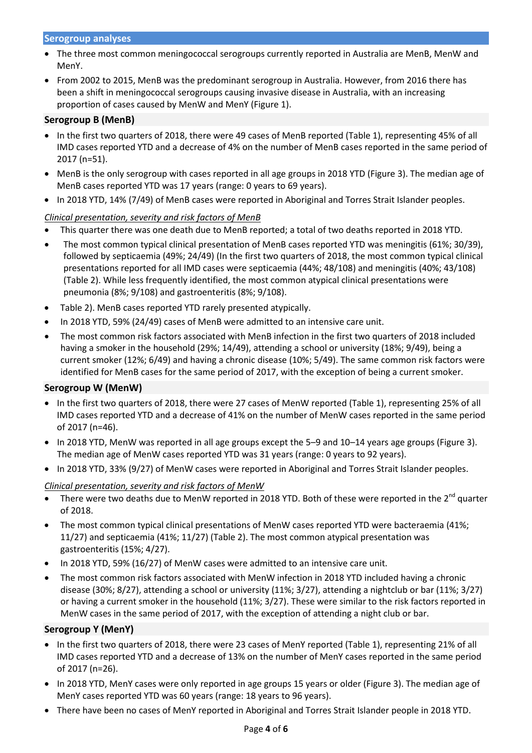## Serogroup analyses

- The three most common meningococcal serogroups currently reported in Australia are MenB, MenW and MenY.
- From 2002 to 2015, MenB was the predominant serogroup in Australia. However, from 2016 there has been a shift in meningococcal serogroups causing invasive disease in Australia, with an increasing proportion of cases caused by MenW and MenY (Figure 1).

### Serogroup B (MenB)

- In the first two quarters of 2018, there were 49 cases of MenB reported (Table 1), representing 45% of all IMD cases reported YTD and a decrease of 4% on the number of MenB cases reported in the same period of 2017 (n=51).
- MenB is the only serogroup with cases reported in all age groups in 2018 YTD (Figure 3). The median age of MenB cases reported YTD was 17 years (range: 0 years to 69 years).
- In 2018 YTD, 14% (7/49) of MenB cases were reported in Aboriginal and Torres Strait Islander peoples.

*Clinical presentation, severity and risk factors of MenB*

- This quarter there was one death due to MenB reported; a total of two deaths reported in 2018 YTD.
- The most common typical clinical presentation of MenB cases reported YTD was meningitis (61%; 30/39), followed by septicaemia (49%; 24/49) (In the first two quarters of 2018, the most common typical clinical presentations reported for all IMD cases were septicaemia (44%; 48/108) and meningitis (40%; 43/108) (Table 2). While less frequently identified, the most common atypical clinical presentations were pneumonia (8%; 9/108) and gastroenteritis (8%; 9/108).
- Table 2). MenB cases reported YTD rarely presented atypically.
- In 2018 YTD, 59% (24/49) cases of MenB were admitted to an intensive care unit.
- The most common risk factors associated with MenB infection in the first two quarters of 2018 included having a smoker in the household (29%; 14/49), attending a school or university (18%; 9/49), being a current smoker (12%; 6/49) and having a chronic disease (10%; 5/49). The same common risk factors were identified for MenB cases for the same period of 2017, with the exception of being a current smoker.

### Serogroup W (MenW)

- In the first two quarters of 2018, there were 27 cases of MenW reported (Table 1), representing 25% of all IMD cases reported YTD and a decrease of 41% on the number of MenW cases reported in the same period of 2017 (n=46).
- In 2018 YTD, MenW was reported in all age groups except the 5–9 and 10–14 years age groups (Figure 3). The median age of MenW cases reported YTD was 31 years (range: 0 years to 92 years).
- In 2018 YTD, 33% (9/27) of MenW cases were reported in Aboriginal and Torres Strait Islander peoples.

*Clinical presentation, severity and risk factors of MenW*

- There were two deaths due to MenW reported in 2018 YTD. Both of these were reported in the 2nd quarter of 2018.
- The most common typical clinical presentations of MenW cases reported YTD were bacteraemia (41%; 11/27) and septicaemia (41%; 11/27) (Table 2). The most common atypical presentation was gastroenteritis (15%; 4/27).
- In 2018 YTD, 59% (16/27) of MenW cases were admitted to an intensive care unit.
- The most common risk factors associated with MenW infection in 2018 YTD included having a chronic disease (30%; 8/27), attending a school or university (11%; 3/27), attending a nightclub or bar (11%; 3/27) or having a current smoker in the household (11%; 3/27). These were similar to the risk factors reported in MenW cases in the same period of 2017, with the exception of attending a night club or bar.

### Serogroup Y (MenY)

- In the first two quarters of 2018, there were 23 cases of MenY reported (Table 1), representing 21% of all IMD cases reported YTD and a decrease of 13% on the number of MenY cases reported in the same period of 2017 (n=26).
- In 2018 YTD, MenY cases were only reported in age groups 15 years or older (Figure 3). The median age of MenY cases reported YTD was 60 years (range: 18 years to 96 years).
- There have been no cases of MenY reported in Aboriginal and Torres Strait Islander people in 2018 YTD.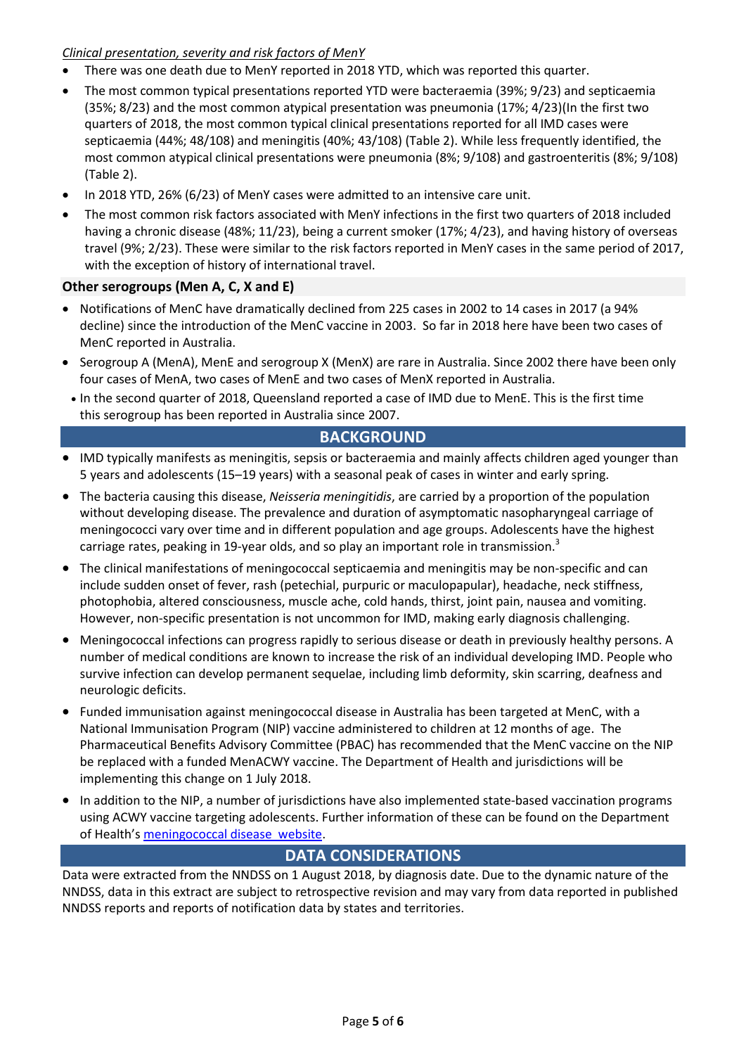*Clinical presentation, severity and risk factors of MenY*

- There was one death due to MenY reported in 2018 YTD, which was reported this quarter.
- The most common typical presentations reported YTD were bacteraemia (39%; 9/23) and septicaemia (35%; 8/23) and the most common atypical presentation was pneumonia (17%; 4/23)(In the first two quarters of 2018, the most common typical clinical presentations reported for all IMD cases were septicaemia (44%; 48/108) and meningitis (40%; 43/108) (Table 2). While less frequently identified, the most common atypical clinical presentations were pneumonia (8%; 9/108) and gastroenteritis (8%; 9/108) (Table 2).
- In 2018 YTD, 26% (6/23) of MenY cases were admitted to an intensive care unit.
- The most common risk factors associated with MenY infections in the first two quarters of 2018 included having a chronic disease (48%; 11/23), being a current smoker (17%; 4/23), and having history of overseas travel (9%; 2/23). These were similar to the risk factors reported in MenY cases in the same period of 2017, with the exception of history of international travel.

### Other serogroups (Men A, C, X and E)

- Notifications of MenC have dramatically declined from 225 cases in 2002 to 14 cases in 2017 (a 94% decline) since the introduction of the MenC vaccine in 2003. So far in 2018 here have been two cases of MenC reported in Australia.
- Serogroup A (MenA), MenE and serogroup X (MenX) are rare in Australia. Since 2002 there have been only four cases of MenA, two cases of MenE and two cases of MenX reported in Australia.
- In the second quarter of 2018, Queensland reported a case of IMD due to MenE. This is the first time this serogroup has been reported in Australia since 2007.

## BACKGROUND

- IMD typically manifests as meningitis, sepsis or bacteraemia and mainly affects children aged younger than 5 years and adolescents (15–19 years) with a seasonal peak of cases in winter and early spring.
- The bacteria causing this disease, *Neisseria meningitidis*, are carried by a proportion of the population without developing disease. The prevalence and duration of asymptomatic nasopharyngeal carriage of meningococci vary over time and in different population and age groups. Adolescents have the highest carriage rates, peaking in 19-year olds, and so play an important role in transmission.[3]
- The clinical manifestations of meningococcal septicaemia and meningitis may be non-specific and can include sudden onset of fever, rash (petechial, purpuric or maculopapular), headache, neck stiffness, photophobia, altered consciousness, muscle ache, cold hands, thirst, joint pain, nausea and vomiting. However, non-specific presentation is not uncommon for IMD, making early diagnosis challenging.
- Meningococcal infections can progress rapidly to serious disease or death in previously healthy persons. A number of medical conditions are known to increase the risk of an individual developing IMD. People who survive infection can develop permanent sequelae, including limb deformity, skin scarring, deafness and neurologic deficits.
- Funded immunisation against meningococcal disease in Australia has been targeted at MenC, with a National Immunisation Program (NIP) vaccine administered to children at 12 months of age. The Pharmaceutical Benefits Advisory Committee (PBAC) has recommended that the MenC vaccine on the NIP be replaced with a funded MenACWY vaccine. The Department of Health and jurisdictions will be implementing this change on 1 July 2018.
- In addition to the NIP, a number of jurisdictions have also implemented state-based vaccination programs using ACWY vaccine targeting adolescents. Further information of these can be found on the Department of Health's [meningococcal disease website](meningococcal disease website).

## DATA CONSIDERATIONS

Data were extracted from the NNDSS on 1 August 2018, by diagnosis date. Due to the dynamic nature of the NNDSS, data in this extract are subject to retrospective revision and may vary from data reported in published NNDSS reports and reports of notification data by states and territories.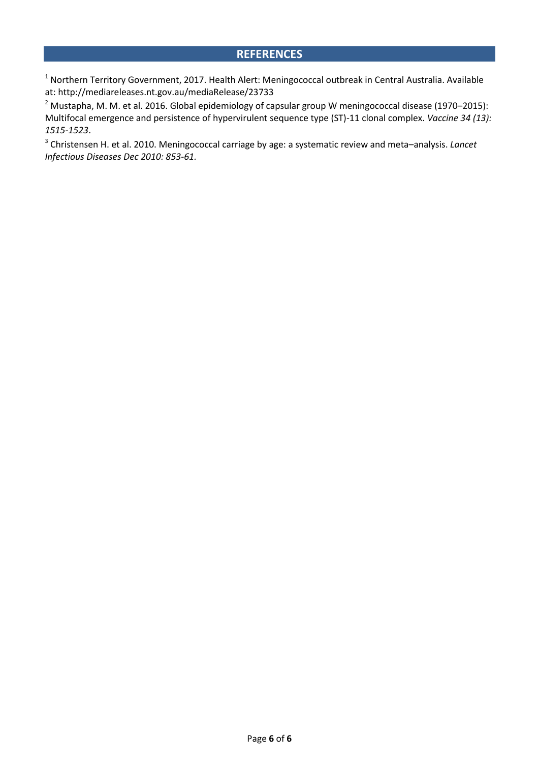## REFERENCES

[1] Northern Territory Government, 2017. Health Alert: Meningococcal outbreak in Central Australia. Available at: http://mediareleases.nt.gov.au/mediaRelease/23733

[2] Mustapha, M. M. et al. 2016. Global epidemiology of capsular group W meningococcal disease (1970–2015): Multifocal emergence and persistence of hypervirulent sequence type (ST)-11 clonal complex. *Vaccine 34 (13): 1515-1523*.

[3] Christensen H. et al. 2010. Meningococcal carriage by age: a systematic review and meta–analysis. *Lancet Infectious Diseases Dec 2010: 853-61.*